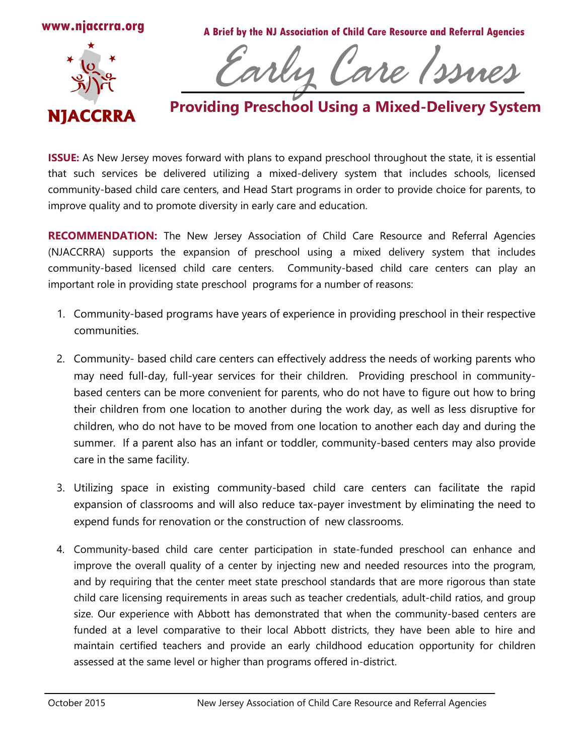www.njaccrra.org

**A Brief by the NJ Association of Child Care Resource and Referral Agencies**

NJACCRRA

# Early Care Issues

## Providing Preschool Using a Mixed-Delivery System

**ISSUE:** As New Jersey moves forward with plans to expand preschool throughout the state, it is essential that such services be delivered utilizing a mixed-delivery system that includes schools, licensed community-based child care centers, and Head Start programs in order to provide choice for parents, to improve quality and to promote diversity in early care and education.

**RECOMMENDATION:** The New Jersey Association of Child Care Resource and Referral Agencies (NJACCRRA) supports the expansion of preschool using a mixed delivery system that includes community-based licensed child care centers. Community-based child care centers can play an important role in providing state preschool programs for a number of reasons:

1. Community-based programs have years of experience in providing preschool in their respective communities.
2. Community- based child care centers can effectively address the needs of working parents who may need full-day, full-year services for their children. Providing preschool in community-based centers can be more convenient for parents, who do not have to figure out how to bring their children from one location to another during the work day, as well as less disruptive for children, who do not have to be moved from one location to another each day and during the summer. If a parent also has an infant or toddler, community-based centers may also provide care in the same facility.
3. Utilizing space in existing community-based child care centers can facilitate the rapid expansion of classrooms and will also reduce tax-payer investment by eliminating the need to expend funds for renovation or the construction of new classrooms.
4. Community-based child care center participation in state-funded preschool can enhance and improve the overall quality of a center by injecting new and needed resources into the program, and by requiring that the center meet state preschool standards that are more rigorous than state child care licensing requirements in areas such as teacher credentials, adult-child ratios, and group size. Our experience with Abbott has demonstrated that when the community-based centers are funded at a level comparative to their local Abbott districts, they have been able to hire and maintain certified teachers and provide an early childhood education opportunity for children assessed at the same level or higher than programs offered in-district.

October 2015 New Jersey Association of Child Care Resource and Referral Agencies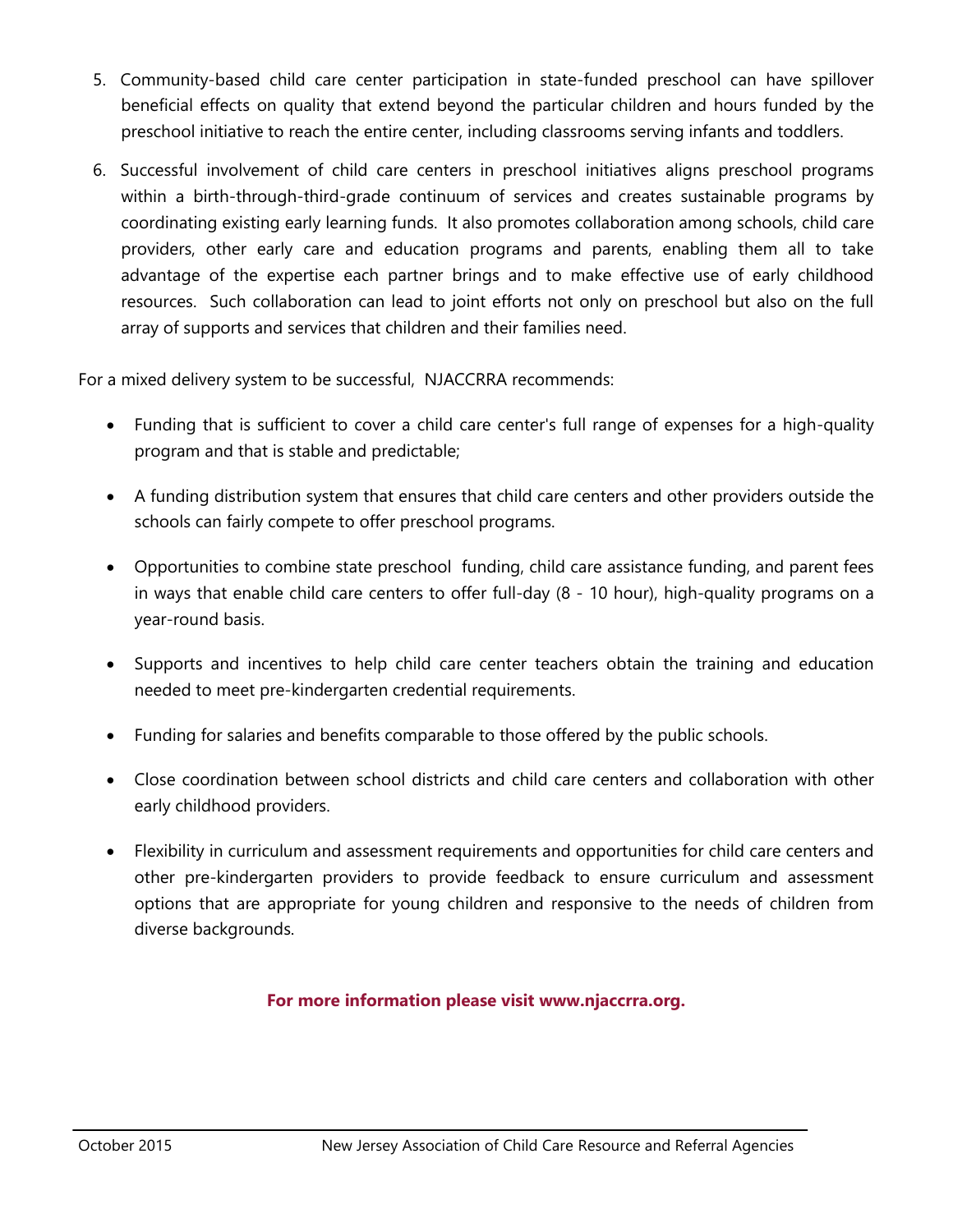5. Community-based child care center participation in state-funded preschool can have spillover beneficial effects on quality that extend beyond the particular children and hours funded by the preschool initiative to reach the entire center, including classrooms serving infants and toddlers.

6. Successful involvement of child care centers in preschool initiatives aligns preschool programs within a birth-through-third-grade continuum of services and creates sustainable programs by coordinating existing early learning funds. It also promotes collaboration among schools, child care providers, other early care and education programs and parents, enabling them all to take advantage of the expertise each partner brings and to make effective use of early childhood resources. Such collaboration can lead to joint efforts not only on preschool but also on the full array of supports and services that children and their families need.

For a mixed delivery system to be successful, NJACCRRA recommends:

- Funding that is sufficient to cover a child care center's full range of expenses for a high-quality program and that is stable and predictable;
- A funding distribution system that ensures that child care centers and other providers outside the schools can fairly compete to offer preschool programs.
- Opportunities to combine state preschool funding, child care assistance funding, and parent fees in ways that enable child care centers to offer full-day (8 - 10 hour), high-quality programs on a year-round basis.
- Supports and incentives to help child care center teachers obtain the training and education needed to meet pre-kindergarten credential requirements.
- Funding for salaries and benefits comparable to those offered by the public schools.
- Close coordination between school districts and child care centers and collaboration with other early childhood providers.
- Flexibility in curriculum and assessment requirements and opportunities for child care centers and other pre-kindergarten providers to provide feedback to ensure curriculum and assessment options that are appropriate for young children and responsive to the needs of children from diverse backgrounds.

**For more information please visit www.njaccrra.org.**

October 2015 New Jersey Association of Child Care Resource and Referral Agencies